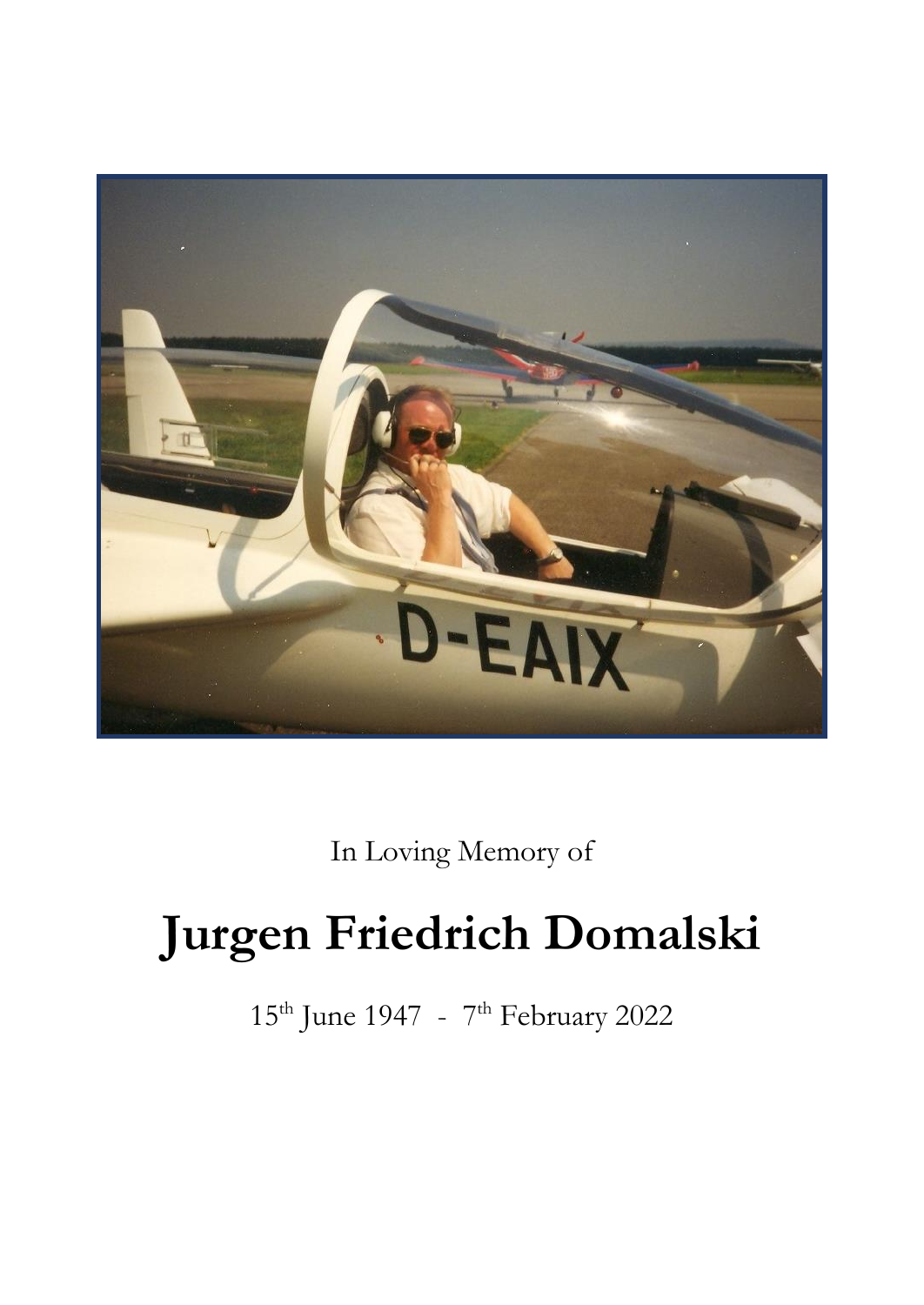In Loving Memory of

# Jurgen Friedrich Domalski

15th June 1947 - 7th February 2022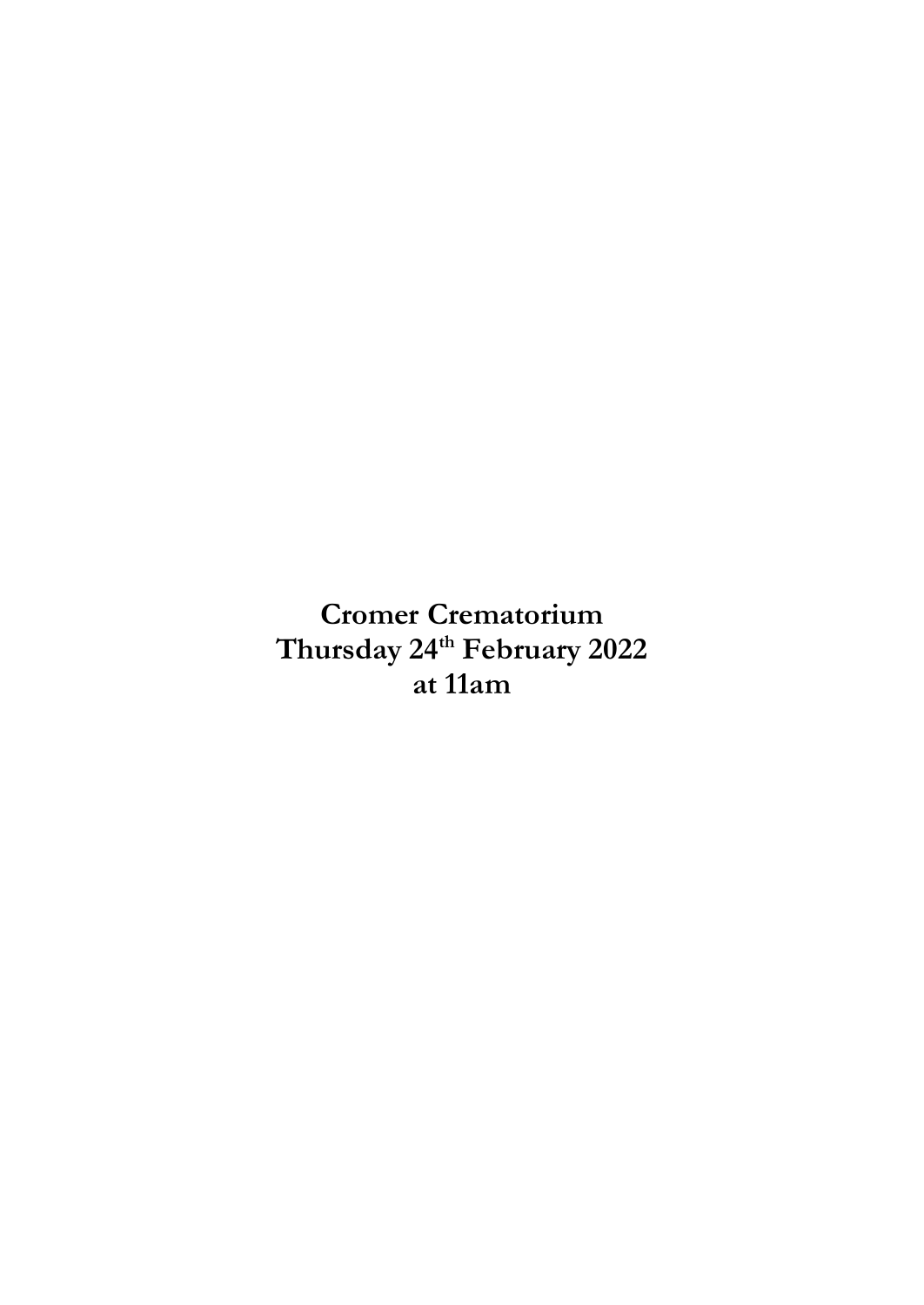**Cromer Crematorium**
**Thursday 24th February 2022**
**at 11am**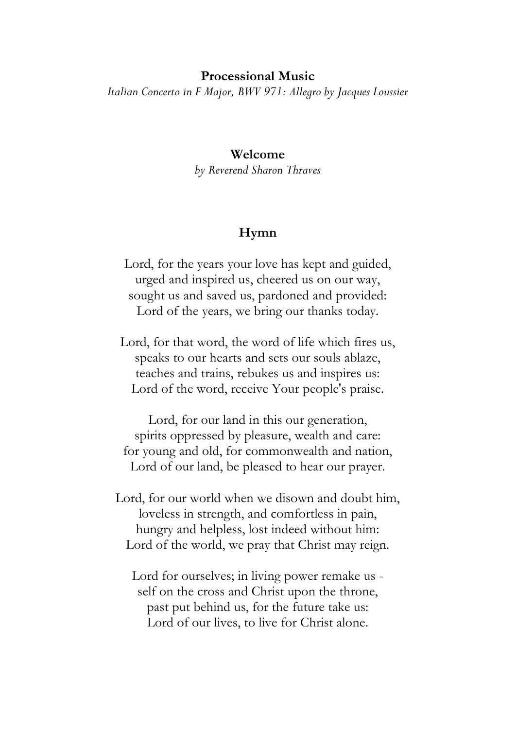## Processional Music

*Italian Concerto in F Major, BWV 971: Allegro by Jacques Loussier*

## Welcome

*by Reverend Sharon Thraves*

## Hymn

Lord, for the years your love has kept and guided,  
urged and inspired us, cheered us on our way,  
sought us and saved us, pardoned and provided:  
Lord of the years, we bring our thanks today.

Lord, for that word, the word of life which fires us,  
speaks to our hearts and sets our souls ablaze,  
teaches and trains, rebukes us and inspires us:  
Lord of the word, receive Your people's praise.

Lord, for our land in this our generation,  
spirits oppressed by pleasure, wealth and care:  
for young and old, for commonwealth and nation,  
Lord of our land, be pleased to hear our prayer.

Lord, for our world when we disown and doubt him,  
loveless in strength, and comfortless in pain,  
hungry and helpless, lost indeed without him:  
Lord of the world, we pray that Christ may reign.

Lord for ourselves; in living power remake us -  
self on the cross and Christ upon the throne,  
past put behind us, for the future take us:  
Lord of our lives, to live for Christ alone.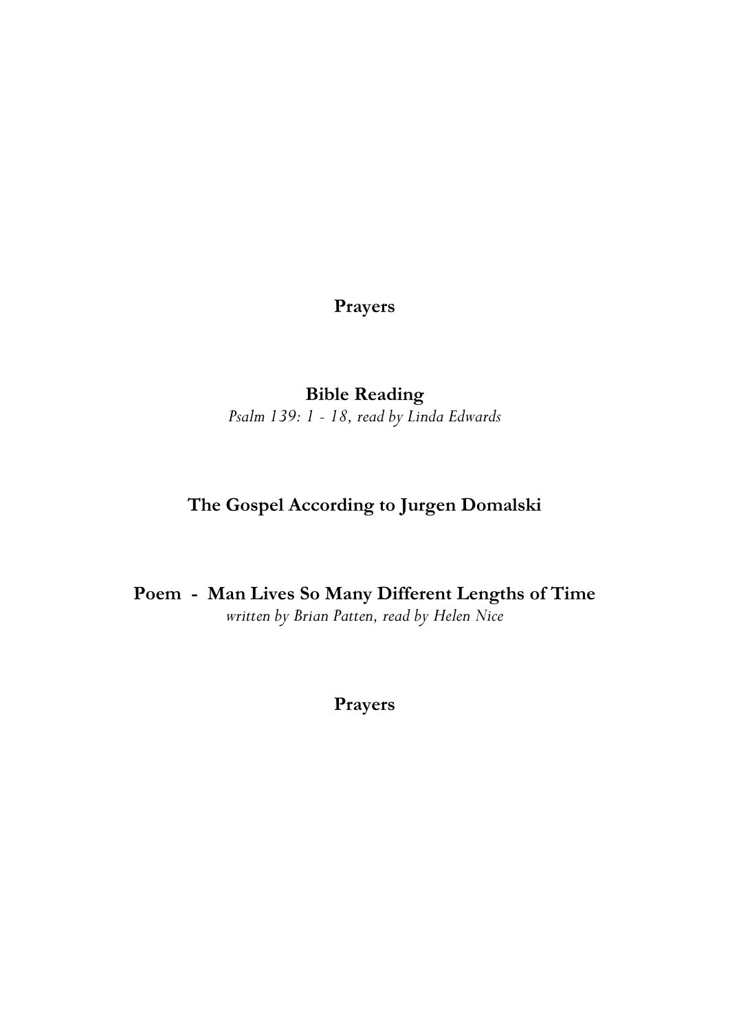**Prayers**

**Bible Reading**

*Psalm 139: 1 - 18, read by Linda Edwards*

**The Gospel According to Jurgen Domalski**

**Poem - Man Lives So Many Different Lengths of Time**

*written by Brian Patten, read by Helen Nice*

**Prayers**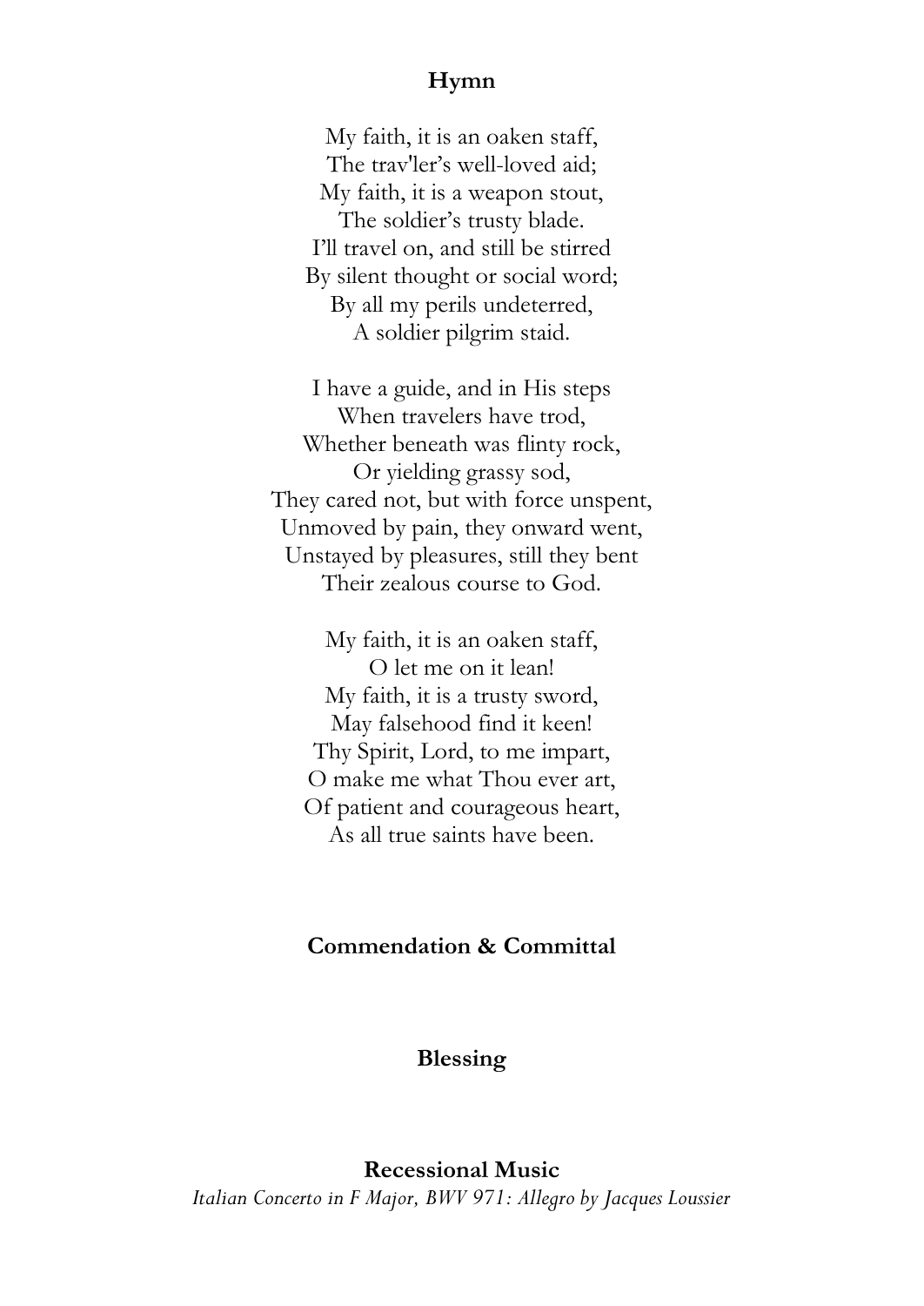**Hymn**

My faith, it is an oaken staff,  
The trav'ler's well-loved aid;  
My faith, it is a weapon stout,  
The soldier's trusty blade.  
I'll travel on, and still be stirred  
By silent thought or social word;  
By all my perils undeterred,  
A soldier pilgrim staid.

I have a guide, and in His steps  
When travelers have trod,  
Whether beneath was flinty rock,  
Or yielding grassy sod,  
They cared not, but with force unspent,  
Unmoved by pain, they onward went,  
Unstayed by pleasures, still they bent  
Their zealous course to God.

My faith, it is an oaken staff,  
O let me on it lean!  
My faith, it is a trusty sword,  
May falsehood find it keen!  
Thy Spirit, Lord, to me impart,  
O make me what Thou ever art,  
Of patient and courageous heart,  
As all true saints have been.

**Commendation & Committal**

**Blessing**

**Recessional Music**

*Italian Concerto in F Major, BWV 971: Allegro by Jacques Loussier*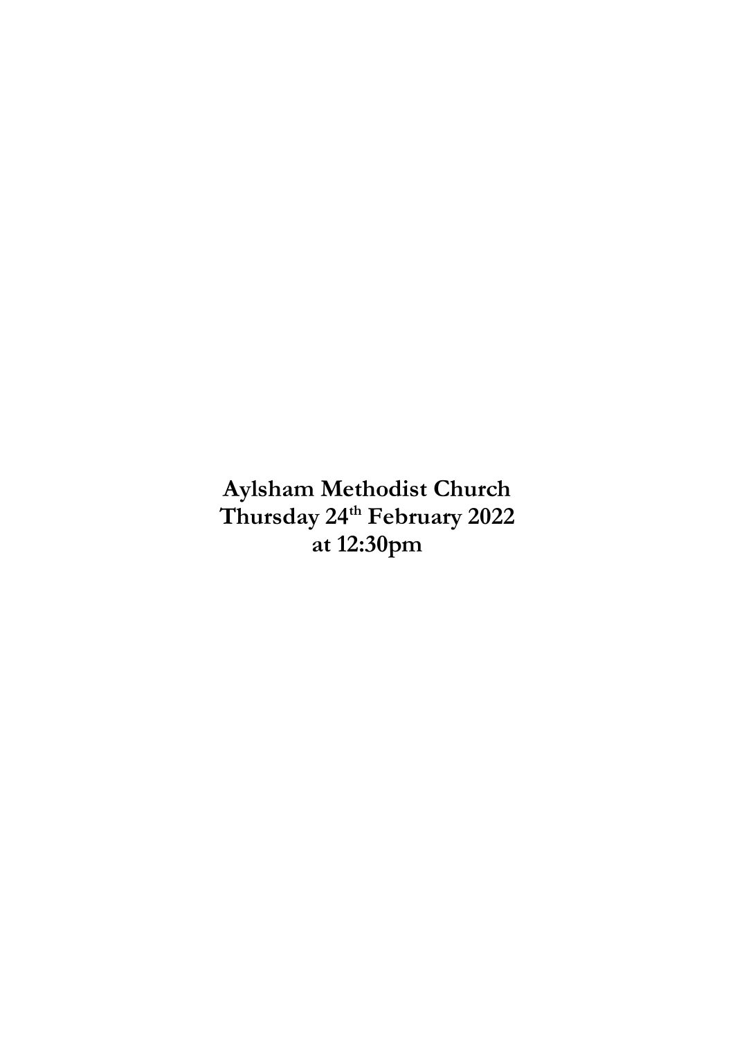**Aylsham Methodist Church**
**Thursday 24th February 2022**
**at 12:30pm**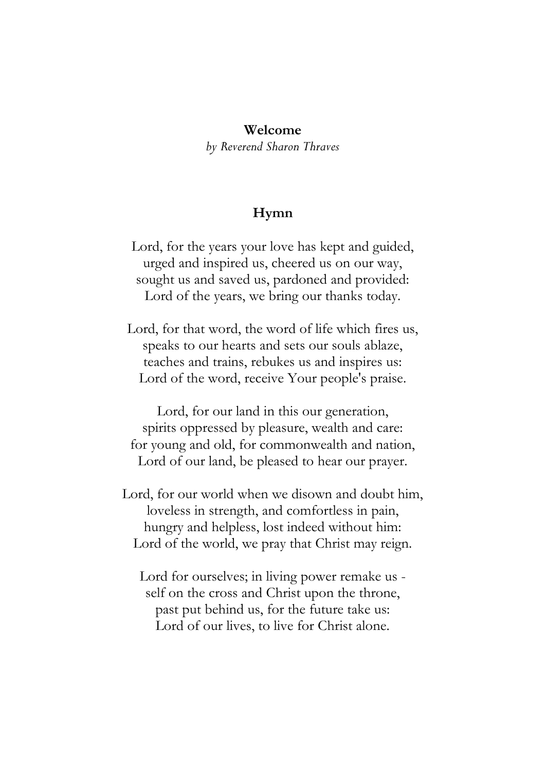**Welcome**

*by Reverend Sharon Thraves*

**Hymn**

Lord, for the years your love has kept and guided,
urged and inspired us, cheered us on our way,
sought us and saved us, pardoned and provided:
Lord of the years, we bring our thanks today.

Lord, for that word, the word of life which fires us,
speaks to our hearts and sets our souls ablaze,
teaches and trains, rebukes us and inspires us:
Lord of the word, receive Your people's praise.

Lord, for our land in this our generation,
spirits oppressed by pleasure, wealth and care:
for young and old, for commonwealth and nation,
Lord of our land, be pleased to hear our prayer.

Lord, for our world when we disown and doubt him,
loveless in strength, and comfortless in pain,
hungry and helpless, lost indeed without him:
Lord of the world, we pray that Christ may reign.

Lord for ourselves; in living power remake us -
self on the cross and Christ upon the throne,
past put behind us, for the future take us:
Lord of our lives, to live for Christ alone.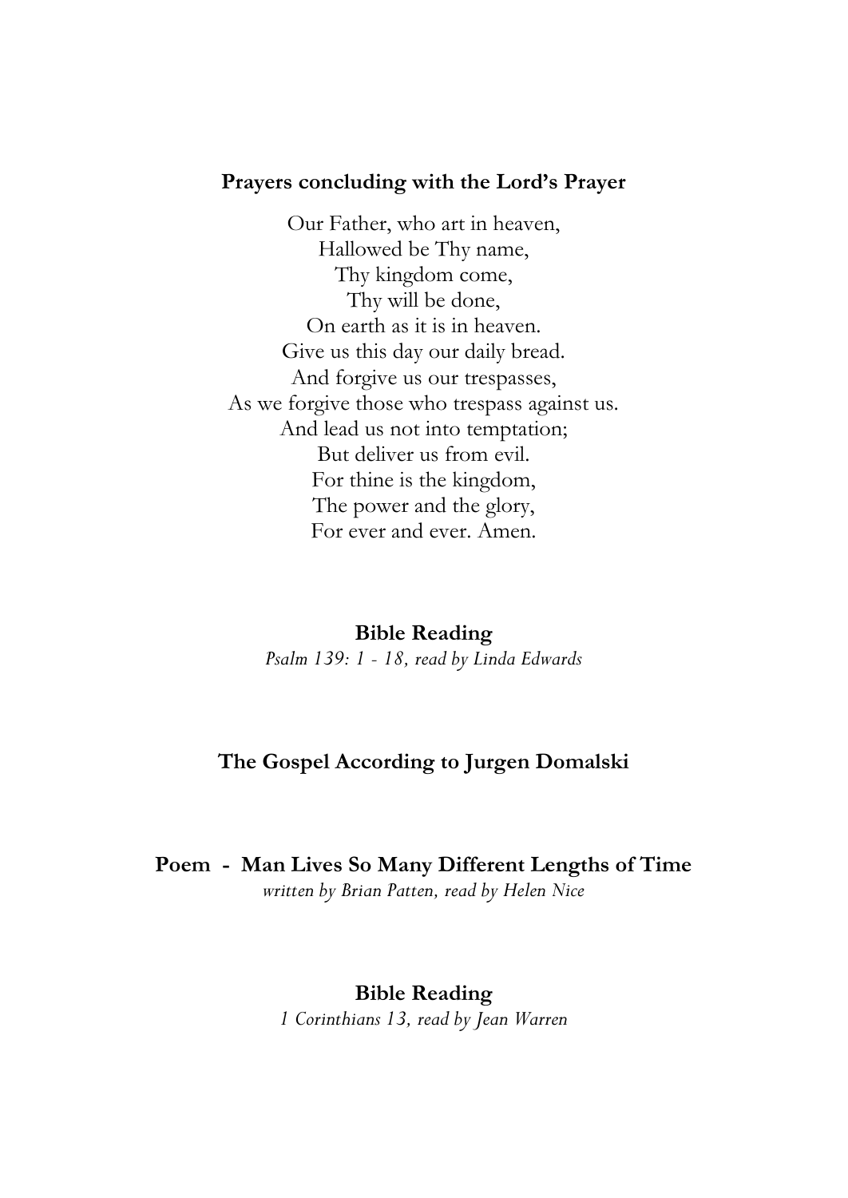**Prayers concluding with the Lord's Prayer**

Our Father, who art in heaven,
Hallowed be Thy name,
Thy kingdom come,
Thy will be done,
On earth as it is in heaven.
Give us this day our daily bread.
And forgive us our trespasses,
As we forgive those who trespass against us.
And lead us not into temptation;
But deliver us from evil.
For thine is the kingdom,
The power and the glory,
For ever and ever. Amen.

**Bible Reading**

*Psalm 139: 1 - 18, read by Linda Edwards*

**The Gospel According to Jurgen Domalski**

**Poem - Man Lives So Many Different Lengths of Time**

*written by Brian Patten, read by Helen Nice*

**Bible Reading**

*1 Corinthians 13, read by Jean Warren*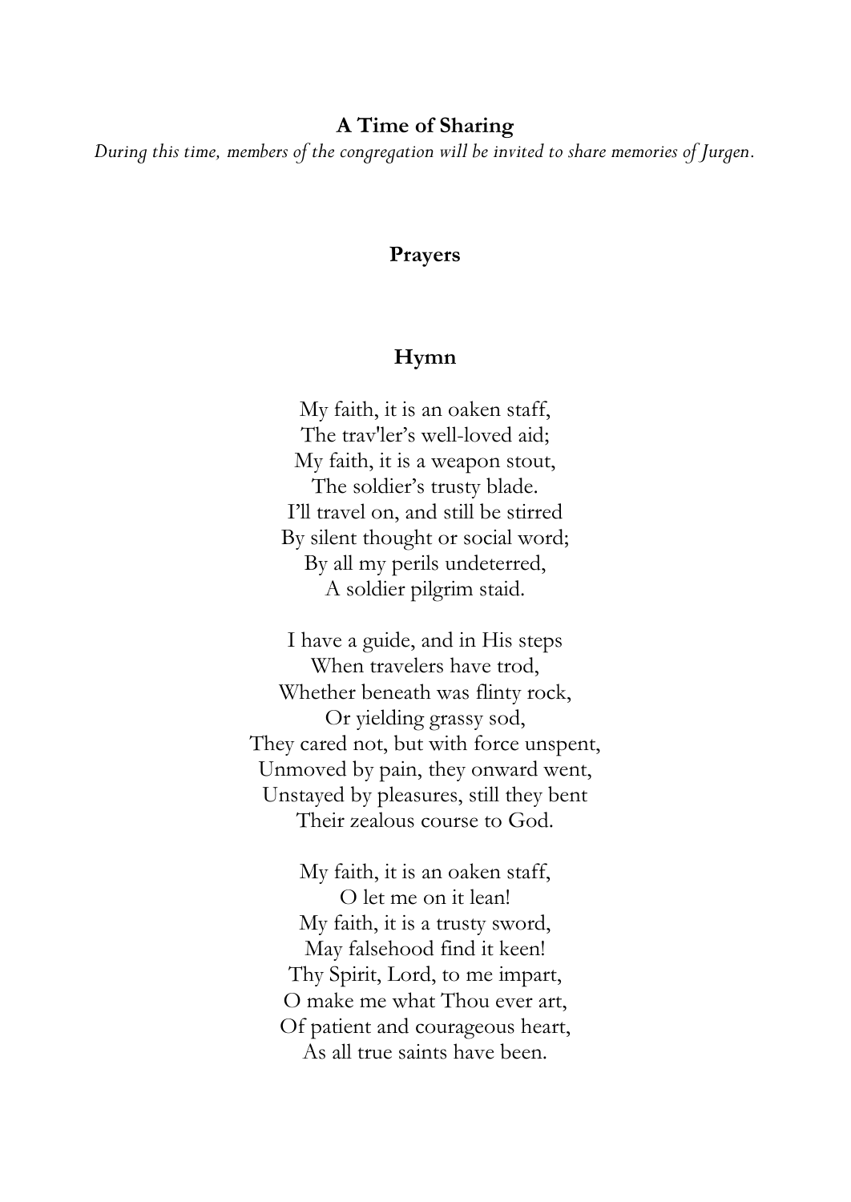## A Time of Sharing

*During this time, members of the congregation will be invited to share memories of Jurgen.*

## Prayers

## Hymn

My faith, it is an oaken staff,
The trav'ler's well-loved aid;
My faith, it is a weapon stout,
The soldier's trusty blade.
I'll travel on, and still be stirred
By silent thought or social word;
By all my perils undeterred,
A soldier pilgrim staid.

I have a guide, and in His steps
When travelers have trod,
Whether beneath was flinty rock,
Or yielding grassy sod,
They cared not, but with force unspent,
Unmoved by pain, they onward went,
Unstayed by pleasures, still they bent
Their zealous course to God.

My faith, it is an oaken staff,
O let me on it lean!
My faith, it is a trusty sword,
May falsehood find it keen!
Thy Spirit, Lord, to me impart,
O make me what Thou ever art,
Of patient and courageous heart,
As all true saints have been.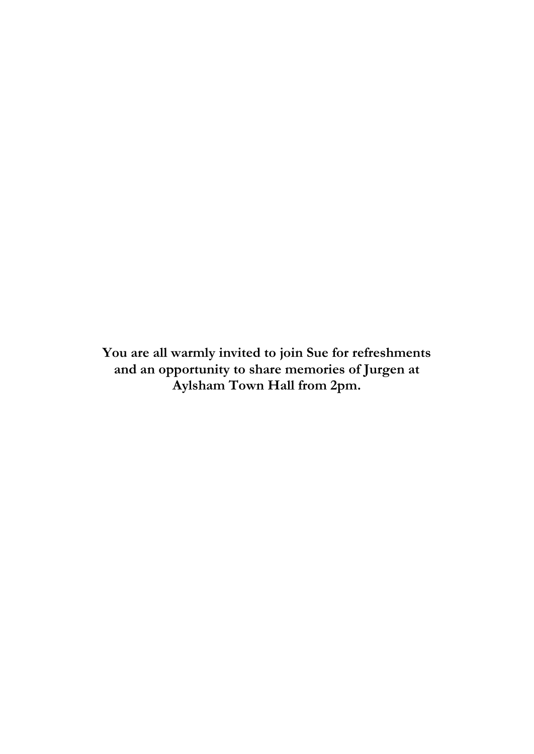**You are all warmly invited to join Sue for refreshments and an opportunity to share memories of Jurgen at Aylsham Town Hall from 2pm.**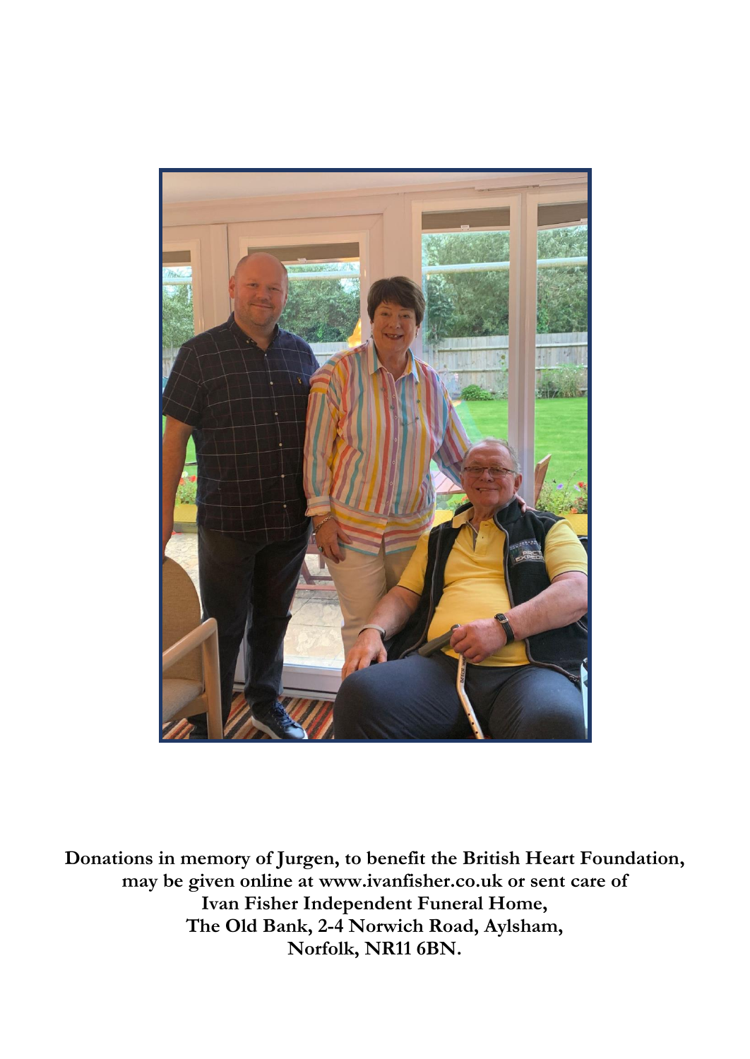**Donations in memory of Jurgen, to benefit the British Heart Foundation, may be given online at www.ivanfisher.co.uk or sent care of Ivan Fisher Independent Funeral Home, The Old Bank, 2-4 Norwich Road, Aylsham, Norfolk, NR11 6BN.**